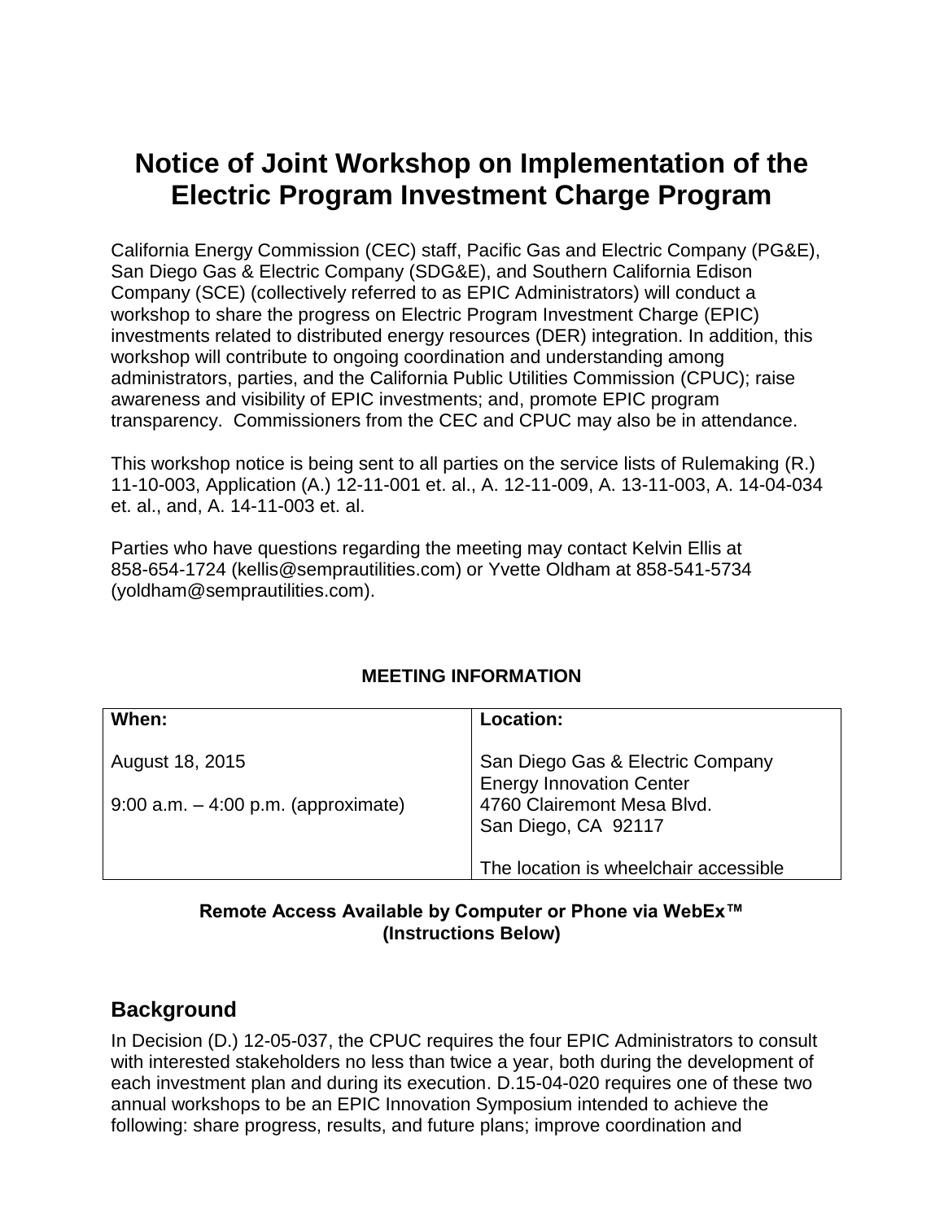# Notice of Joint Workshop on Implementation of the Electric Program Investment Charge Program

California Energy Commission (CEC) staff, Pacific Gas and Electric Company (PG&E), San Diego Gas & Electric Company (SDG&E), and Southern California Edison Company (SCE) (collectively referred to as EPIC Administrators) will conduct a workshop to share the progress on Electric Program Investment Charge (EPIC) investments related to distributed energy resources (DER) integration. In addition, this workshop will contribute to ongoing coordination and understanding among administrators, parties, and the California Public Utilities Commission (CPUC); raise awareness and visibility of EPIC investments; and, promote EPIC program transparency. Commissioners from the CEC and CPUC may also be in attendance.

This workshop notice is being sent to all parties on the service lists of Rulemaking (R.) 11-10-003, Application (A.) 12-11-001 et. al., A. 12-11-009, A. 13-11-003, A. 14-04-034 et. al., and, A. 14-11-003 et. al.

Parties who have questions regarding the meeting may contact Kelvin Ellis at 858-654-1724 (kellis@semprautilities.com) or Yvette Oldham at 858-541-5734 (yoldham@semprautilities.com).

**MEETING INFORMATION**

| When: | Location: |
|---|---|
| August 18, 2015<br><br>9:00 a.m. – 4:00 p.m. (approximate) | San Diego Gas & Electric Company<br>Energy Innovation Center<br>4760 Clairemont Mesa Blvd.<br>San Diego, CA 92117<br><br>The location is wheelchair accessible |

**Remote Access Available by Computer or Phone via WebEx™ (Instructions Below)**

## Background

In Decision (D.) 12-05-037, the CPUC requires the four EPIC Administrators to consult with interested stakeholders no less than twice a year, both during the development of each investment plan and during its execution. D.15-04-020 requires one of these two annual workshops to be an EPIC Innovation Symposium intended to achieve the following: share progress, results, and future plans; improve coordination and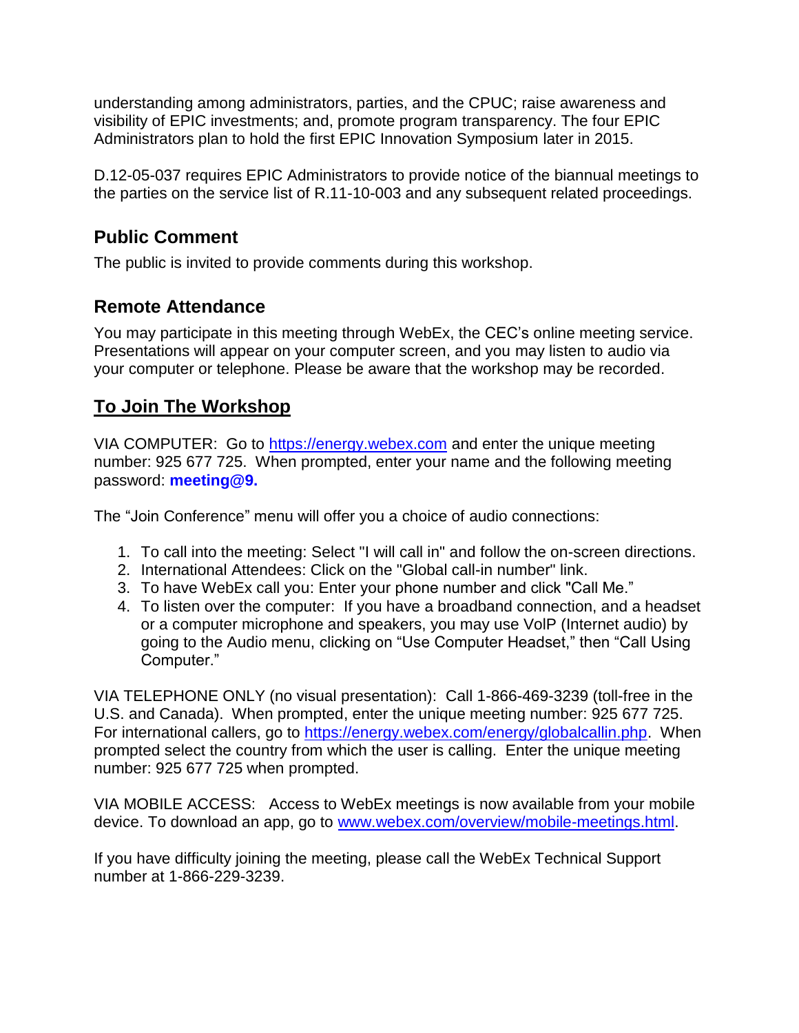understanding among administrators, parties, and the CPUC; raise awareness and visibility of EPIC investments; and, promote program transparency. The four EPIC Administrators plan to hold the first EPIC Innovation Symposium later in 2015.

D.12-05-037 requires EPIC Administrators to provide notice of the biannual meetings to the parties on the service list of R.11-10-003 and any subsequent related proceedings.

## Public Comment

The public is invited to provide comments during this workshop.

## Remote Attendance

You may participate in this meeting through WebEx, the CEC's online meeting service. Presentations will appear on your computer screen, and you may listen to audio via your computer or telephone. Please be aware that the workshop may be recorded.

## To Join The Workshop

VIA COMPUTER: Go to https://energy.webex.com and enter the unique meeting number: 925 677 725. When prompted, enter your name and the following meeting password: **meeting@9.**

The "Join Conference" menu will offer you a choice of audio connections:

1. To call into the meeting: Select "I will call in" and follow the on-screen directions.
2. International Attendees: Click on the "Global call-in number" link.
3. To have WebEx call you: Enter your phone number and click "Call Me."
4. To listen over the computer: If you have a broadband connection, and a headset or a computer microphone and speakers, you may use VolP (Internet audio) by going to the Audio menu, clicking on "Use Computer Headset," then "Call Using Computer."

VIA TELEPHONE ONLY (no visual presentation): Call 1-866-469-3239 (toll-free in the U.S. and Canada). When prompted, enter the unique meeting number: 925 677 725. For international callers, go to https://energy.webex.com/energy/globalcallin.php. When prompted select the country from which the user is calling. Enter the unique meeting number: 925 677 725 when prompted.

VIA MOBILE ACCESS: Access to WebEx meetings is now available from your mobile device. To download an app, go to www.webex.com/overview/mobile-meetings.html.

If you have difficulty joining the meeting, please call the WebEx Technical Support number at 1-866-229-3239.